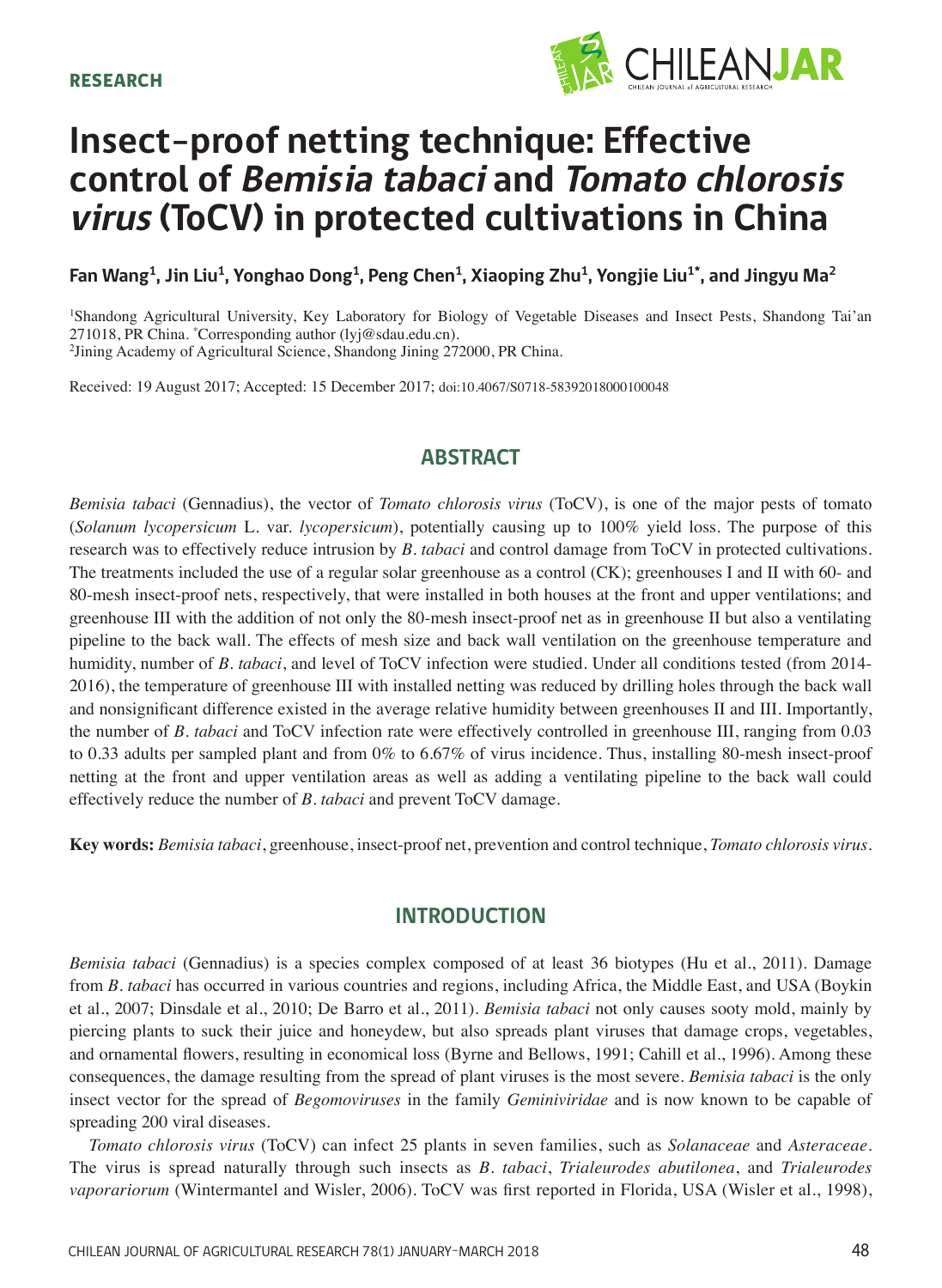RESEARCH

# Insect-proof netting technique: Effective control of *Bemisia tabaci* and *Tomato chlorosis virus* (ToCV) in protected cultivations in China

**Fan Wang[1], Jin Liu[1], Yonghao Dong[1], Peng Chen[1], Xiaoping Zhu[1], Yongjie Liu[1*], and Jingyu Ma[2]**

[1]Shandong Agricultural University, Key Laboratory for Biology of Vegetable Diseases and Insect Pests, Shandong Tai'an 271018, PR China. [*]Corresponding author (lyj@sdau.edu.cn).
[2]Jining Academy of Agricultural Science, Shandong Jining 272000, PR China.

Received: 19 August 2017; Accepted: 15 December 2017; doi:10.4067/S0718-58392018000100048

## ABSTRACT

*Bemisia tabaci* (Gennadius), the vector of *Tomato chlorosis virus* (ToCV), is one of the major pests of tomato (*Solanum lycopersicum* L. var. *lycopersicum*), potentially causing up to 100% yield loss. The purpose of this research was to effectively reduce intrusion by *B. tabaci* and control damage from ToCV in protected cultivations. The treatments included the use of a regular solar greenhouse as a control (CK); greenhouses I and II with 60- and 80-mesh insect-proof nets, respectively, that were installed in both houses at the front and upper ventilations; and greenhouse III with the addition of not only the 80-mesh insect-proof net as in greenhouse II but also a ventilating pipeline to the back wall. The effects of mesh size and back wall ventilation on the greenhouse temperature and humidity, number of *B. tabaci*, and level of ToCV infection were studied. Under all conditions tested (from 2014-2016), the temperature of greenhouse III with installed netting was reduced by drilling holes through the back wall and nonsignificant difference existed in the average relative humidity between greenhouses II and III. Importantly, the number of *B. tabaci* and ToCV infection rate were effectively controlled in greenhouse III, ranging from 0.03 to 0.33 adults per sampled plant and from 0% to 6.67% of virus incidence. Thus, installing 80-mesh insect-proof netting at the front and upper ventilation areas as well as adding a ventilating pipeline to the back wall could effectively reduce the number of *B. tabaci* and prevent ToCV damage.

**Key words:** *Bemisia tabaci*, greenhouse, insect-proof net, prevention and control technique, *Tomato chlorosis virus*.

## INTRODUCTION

*Bemisia tabaci* (Gennadius) is a species complex composed of at least 36 biotypes (Hu et al., 2011). Damage from *B. tabaci* has occurred in various countries and regions, including Africa, the Middle East, and USA (Boykin et al., 2007; Dinsdale et al., 2010; De Barro et al., 2011). *Bemisia tabaci* not only causes sooty mold, mainly by piercing plants to suck their juice and honeydew, but also spreads plant viruses that damage crops, vegetables, and ornamental flowers, resulting in economical loss (Byrne and Bellows, 1991; Cahill et al., 1996). Among these consequences, the damage resulting from the spread of plant viruses is the most severe. *Bemisia tabaci* is the only insect vector for the spread of *Begomoviruses* in the family *Geminiviridae* and is now known to be capable of spreading 200 viral diseases.

*Tomato chlorosis virus* (ToCV) can infect 25 plants in seven families, such as *Solanaceae* and *Asteraceae*. The virus is spread naturally through such insects as *B. tabaci*, *Trialeurodes abutilonea*, and *Trialeurodes vaporariorum* (Wintermantel and Wisler, 2006). ToCV was first reported in Florida, USA (Wisler et al., 1998),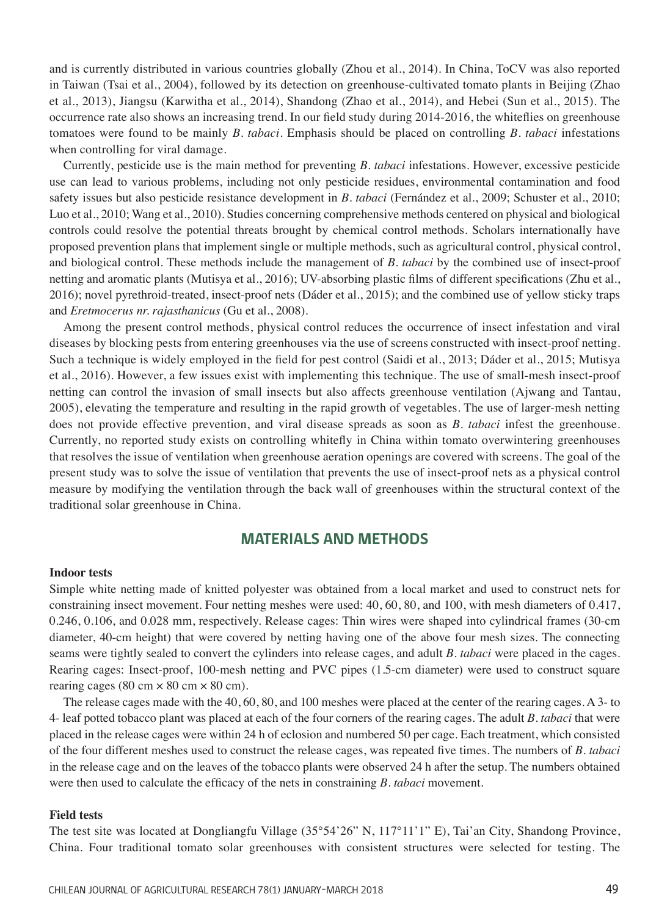and is currently distributed in various countries globally (Zhou et al., 2014). In China, ToCV was also reported in Taiwan (Tsai et al., 2004), followed by its detection on greenhouse-cultivated tomato plants in Beijing (Zhao et al., 2013), Jiangsu (Karwitha et al., 2014), Shandong (Zhao et al., 2014), and Hebei (Sun et al., 2015). The occurrence rate also shows an increasing trend. In our field study during 2014-2016, the whiteflies on greenhouse tomatoes were found to be mainly *B. tabaci*. Emphasis should be placed on controlling *B. tabaci* infestations when controlling for viral damage.

Currently, pesticide use is the main method for preventing *B. tabaci* infestations. However, excessive pesticide use can lead to various problems, including not only pesticide residues, environmental contamination and food safety issues but also pesticide resistance development in *B. tabaci* (Fernández et al., 2009; Schuster et al., 2010; Luo et al., 2010; Wang et al., 2010). Studies concerning comprehensive methods centered on physical and biological controls could resolve the potential threats brought by chemical control methods. Scholars internationally have proposed prevention plans that implement single or multiple methods, such as agricultural control, physical control, and biological control. These methods include the management of *B. tabaci* by the combined use of insect-proof netting and aromatic plants (Mutisya et al., 2016); UV-absorbing plastic films of different specifications (Zhu et al., 2016); novel pyrethroid-treated, insect-proof nets (Dáder et al., 2015); and the combined use of yellow sticky traps and *Eretmocerus nr. rajasthanicus* (Gu et al., 2008).

Among the present control methods, physical control reduces the occurrence of insect infestation and viral diseases by blocking pests from entering greenhouses via the use of screens constructed with insect-proof netting. Such a technique is widely employed in the field for pest control (Saidi et al., 2013; Dáder et al., 2015; Mutisya et al., 2016). However, a few issues exist with implementing this technique. The use of small-mesh insect-proof netting can control the invasion of small insects but also affects greenhouse ventilation (Ajwang and Tantau, 2005), elevating the temperature and resulting in the rapid growth of vegetables. The use of larger-mesh netting does not provide effective prevention, and viral disease spreads as soon as *B. tabaci* infest the greenhouse. Currently, no reported study exists on controlling whitefly in China within tomato overwintering greenhouses that resolves the issue of ventilation when greenhouse aeration openings are covered with screens. The goal of the present study was to solve the issue of ventilation that prevents the use of insect-proof nets as a physical control measure by modifying the ventilation through the back wall of greenhouses within the structural context of the traditional solar greenhouse in China.

## MATERIALS AND METHODS

### Indoor tests

Simple white netting made of knitted polyester was obtained from a local market and used to construct nets for constraining insect movement. Four netting meshes were used: 40, 60, 80, and 100, with mesh diameters of 0.417, 0.246, 0.106, and 0.028 mm, respectively. Release cages: Thin wires were shaped into cylindrical frames (30-cm diameter, 40-cm height) that were covered by netting having one of the above four mesh sizes. The connecting seams were tightly sealed to convert the cylinders into release cages, and adult *B. tabaci* were placed in the cages. Rearing cages: Insect-proof, 100-mesh netting and PVC pipes (1.5-cm diameter) were used to construct square rearing cages (80 cm × 80 cm × 80 cm).

The release cages made with the 40, 60, 80, and 100 meshes were placed at the center of the rearing cages. A 3- to 4- leaf potted tobacco plant was placed at each of the four corners of the rearing cages. The adult *B. tabaci* that were placed in the release cages were within 24 h of eclosion and numbered 50 per cage. Each treatment, which consisted of the four different meshes used to construct the release cages, was repeated five times. The numbers of *B. tabaci* in the release cage and on the leaves of the tobacco plants were observed 24 h after the setup. The numbers obtained were then used to calculate the efficacy of the nets in constraining *B. tabaci* movement.

### Field tests

The test site was located at Dongliangfu Village (35°54'26" N, 117°11'1" E), Tai'an City, Shandong Province, China. Four traditional tomato solar greenhouses with consistent structures were selected for testing. The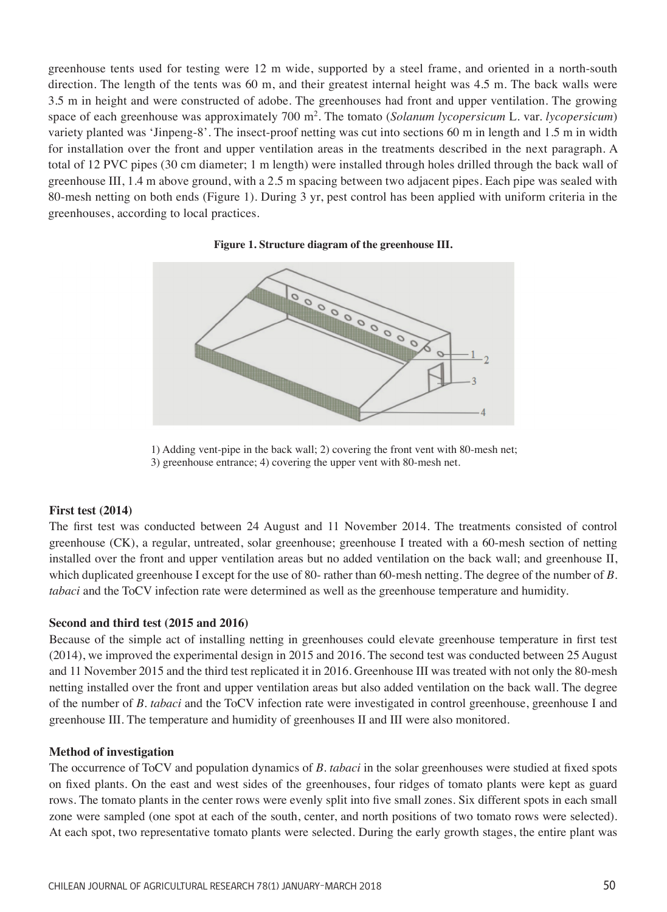greenhouse tents used for testing were 12 m wide, supported by a steel frame, and oriented in a north-south direction. The length of the tents was 60 m, and their greatest internal height was 4.5 m. The back walls were 3.5 m in height and were constructed of adobe. The greenhouses had front and upper ventilation. The growing space of each greenhouse was approximately 700 m$^2$. The tomato (*Solanum lycopersicum* L. var. *lycopersicum*) variety planted was 'Jinpeng-8'. The insect-proof netting was cut into sections 60 m in length and 1.5 m in width for installation over the front and upper ventilation areas in the treatments described in the next paragraph. A total of 12 PVC pipes (30 cm diameter; 1 m length) were installed through holes drilled through the back wall of greenhouse III, 1.4 m above ground, with a 2.5 m spacing between two adjacent pipes. Each pipe was sealed with 80-mesh netting on both ends (Figure 1). During 3 yr, pest control has been applied with uniform criteria in the greenhouses, according to local practices.

**Figure 1. Structure diagram of the greenhouse III.**

1) Adding vent-pipe in the back wall; 2) covering the front vent with 80-mesh net; 3) greenhouse entrance; 4) covering the upper vent with 80-mesh net.

**First test (2014)**

The first test was conducted between 24 August and 11 November 2014. The treatments consisted of control greenhouse (CK), a regular, untreated, solar greenhouse; greenhouse I treated with a 60-mesh section of netting installed over the front and upper ventilation areas but no added ventilation on the back wall; and greenhouse II, which duplicated greenhouse I except for the use of 80- rather than 60-mesh netting. The degree of the number of *B. tabaci* and the ToCV infection rate were determined as well as the greenhouse temperature and humidity.

**Second and third test (2015 and 2016)**

Because of the simple act of installing netting in greenhouses could elevate greenhouse temperature in first test (2014), we improved the experimental design in 2015 and 2016. The second test was conducted between 25 August and 11 November 2015 and the third test replicated it in 2016. Greenhouse III was treated with not only the 80-mesh netting installed over the front and upper ventilation areas but also added ventilation on the back wall. The degree of the number of *B. tabaci* and the ToCV infection rate were investigated in control greenhouse, greenhouse I and greenhouse III. The temperature and humidity of greenhouses II and III were also monitored.

**Method of investigation**

The occurrence of ToCV and population dynamics of *B. tabaci* in the solar greenhouses were studied at fixed spots on fixed plants. On the east and west sides of the greenhouses, four ridges of tomato plants were kept as guard rows. The tomato plants in the center rows were evenly split into five small zones. Six different spots in each small zone were sampled (one spot at each of the south, center, and north positions of two tomato rows were selected). At each spot, two representative tomato plants were selected. During the early growth stages, the entire plant was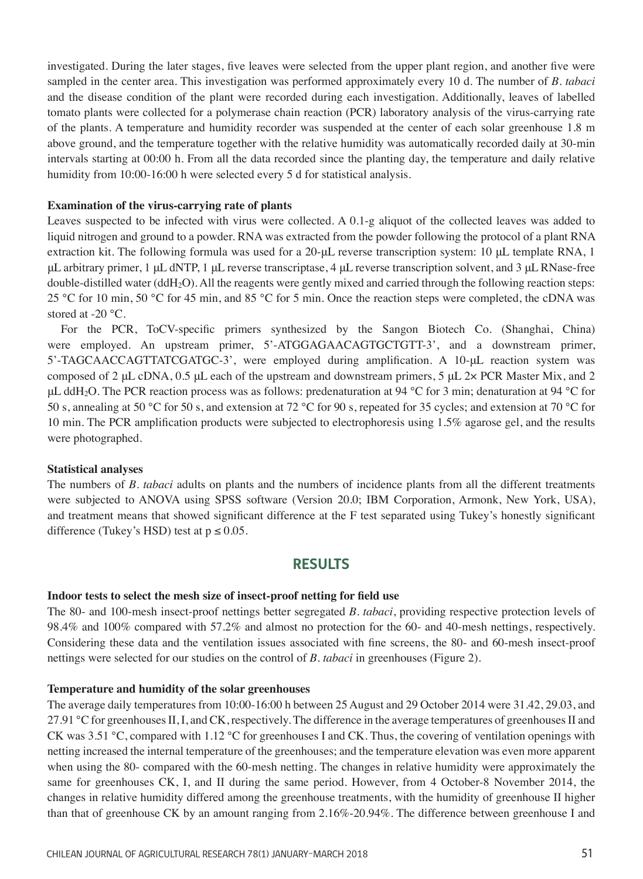investigated. During the later stages, five leaves were selected from the upper plant region, and another five were sampled in the center area. This investigation was performed approximately every 10 d. The number of *B. tabaci* and the disease condition of the plant were recorded during each investigation. Additionally, leaves of labelled tomato plants were collected for a polymerase chain reaction (PCR) laboratory analysis of the virus-carrying rate of the plants. A temperature and humidity recorder was suspended at the center of each solar greenhouse 1.8 m above ground, and the temperature together with the relative humidity was automatically recorded daily at 30-min intervals starting at 00:00 h. From all the data recorded since the planting day, the temperature and daily relative humidity from 10:00-16:00 h were selected every 5 d for statistical analysis.

**Examination of the virus-carrying rate of plants**

Leaves suspected to be infected with virus were collected. A 0.1-g aliquot of the collected leaves was added to liquid nitrogen and ground to a powder. RNA was extracted from the powder following the protocol of a plant RNA extraction kit. The following formula was used for a 20-μL reverse transcription system: 10 μL template RNA, 1 μL arbitrary primer, 1 μL dNTP, 1 μL reverse transcriptase, 4 μL reverse transcription solvent, and 3 μL RNase-free double-distilled water ($ddH_2O$). All the reagents were gently mixed and carried through the following reaction steps: 25 °C for 10 min, 50 °C for 45 min, and 85 °C for 5 min. Once the reaction steps were completed, the cDNA was stored at -20 °C.

For the PCR, ToCV-specific primers synthesized by the Sangon Biotech Co. (Shanghai, China) were employed. An upstream primer, 5'-ATGGAGAACAGTGCTGTT-3', and a downstream primer, 5'-TAGCAACCAGTTATCGATGC-3', were employed during amplification. A 10-μL reaction system was composed of 2 μL cDNA, 0.5 μL each of the upstream and downstream primers, 5 μL 2× PCR Master Mix, and 2 μL $ddH_2O$. The PCR reaction process was as follows: predenaturation at 94 °C for 3 min; denaturation at 94 °C for 50 s, annealing at 50 °C for 50 s, and extension at 72 °C for 90 s, repeated for 35 cycles; and extension at 70 °C for 10 min. The PCR amplification products were subjected to electrophoresis using 1.5% agarose gel, and the results were photographed.

**Statistical analyses**

The numbers of *B. tabaci* adults on plants and the numbers of incidence plants from all the different treatments were subjected to ANOVA using SPSS software (Version 20.0; IBM Corporation, Armonk, New York, USA), and treatment means that showed significant difference at the F test separated using Tukey's honestly significant difference (Tukey's HSD) test at $p \leq 0.05$.

## RESULTS

**Indoor tests to select the mesh size of insect-proof netting for field use**

The 80- and 100-mesh insect-proof nettings better segregated *B. tabaci*, providing respective protection levels of 98.4% and 100% compared with 57.2% and almost no protection for the 60- and 40-mesh nettings, respectively. Considering these data and the ventilation issues associated with fine screens, the 80- and 60-mesh insect-proof nettings were selected for our studies on the control of *B. tabaci* in greenhouses (Figure 2).

**Temperature and humidity of the solar greenhouses**

The average daily temperatures from 10:00-16:00 h between 25 August and 29 October 2014 were 31.42, 29.03, and 27.91 °C for greenhouses II, I, and CK, respectively. The difference in the average temperatures of greenhouses II and CK was 3.51 °C, compared with 1.12 °C for greenhouses I and CK. Thus, the covering of ventilation openings with netting increased the internal temperature of the greenhouses; and the temperature elevation was even more apparent when using the 80- compared with the 60-mesh netting. The changes in relative humidity were approximately the same for greenhouses CK, I, and II during the same period. However, from 4 October-8 November 2014, the changes in relative humidity differed among the greenhouse treatments, with the humidity of greenhouse II higher than that of greenhouse CK by an amount ranging from 2.16%-20.94%. The difference between greenhouse I and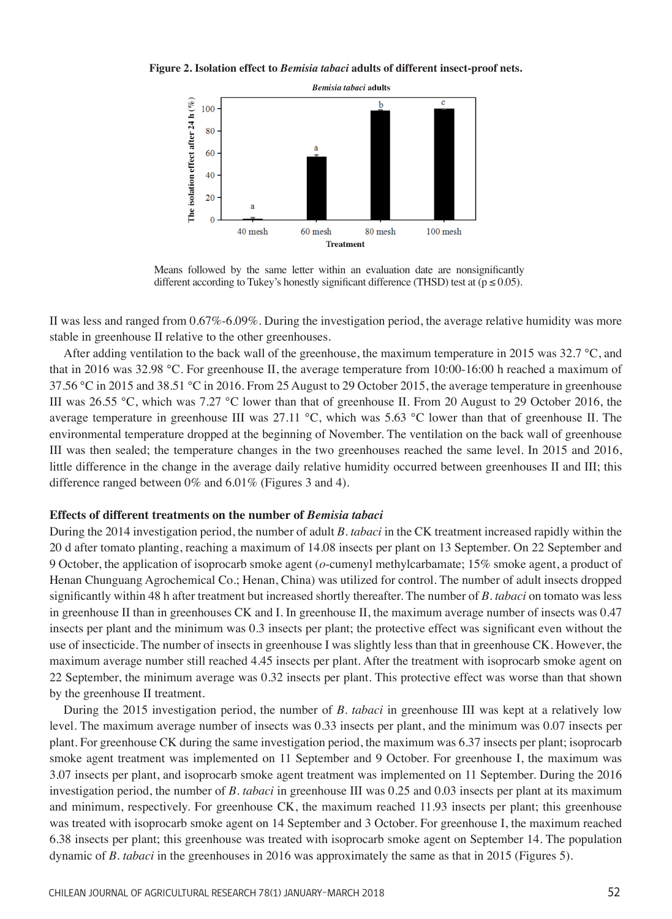**Figure 2. Isolation effect to *Bemisia tabaci* adults of different insect-proof nets.**

Means followed by the same letter within an evaluation date are nonsignificantly different according to Tukey's honestly significant difference (THSD) test at ($p \leq 0.05$).

II was less and ranged from 0.67%-6.09%. During the investigation period, the average relative humidity was more stable in greenhouse II relative to the other greenhouses.

After adding ventilation to the back wall of the greenhouse, the maximum temperature in 2015 was 32.7 °C, and that in 2016 was 32.98 °C. For greenhouse II, the average temperature from 10:00-16:00 h reached a maximum of 37.56 °C in 2015 and 38.51 °C in 2016. From 25 August to 29 October 2015, the average temperature in greenhouse III was 26.55 °C, which was 7.27 °C lower than that of greenhouse II. From 20 August to 29 October 2016, the average temperature in greenhouse III was 27.11 °C, which was 5.63 °C lower than that of greenhouse II. The environmental temperature dropped at the beginning of November. The ventilation on the back wall of greenhouse III was then sealed; the temperature changes in the two greenhouses reached the same level. In 2015 and 2016, little difference in the change in the average daily relative humidity occurred between greenhouses II and III; this difference ranged between 0% and 6.01% (Figures 3 and 4).

**Effects of different treatments on the number of *Bemisia tabaci***

During the 2014 investigation period, the number of adult *B. tabaci* in the CK treatment increased rapidly within the 20 d after tomato planting, reaching a maximum of 14.08 insects per plant on 13 September. On 22 September and 9 October, the application of isoprocarb smoke agent (*o*-cumenyl methylcarbamate; 15% smoke agent, a product of Henan Chunguang Agrochemical Co.; Henan, China) was utilized for control. The number of adult insects dropped significantly within 48 h after treatment but increased shortly thereafter. The number of *B. tabaci* on tomato was less in greenhouse II than in greenhouses CK and I. In greenhouse II, the maximum average number of insects was 0.47 insects per plant and the minimum was 0.3 insects per plant; the protective effect was significant even without the use of insecticide. The number of insects in greenhouse I was slightly less than that in greenhouse CK. However, the maximum average number still reached 4.45 insects per plant. After the treatment with isoprocarb smoke agent on 22 September, the minimum average was 0.32 insects per plant. This protective effect was worse than that shown by the greenhouse II treatment.

During the 2015 investigation period, the number of *B. tabaci* in greenhouse III was kept at a relatively low level. The maximum average number of insects was 0.33 insects per plant, and the minimum was 0.07 insects per plant. For greenhouse CK during the same investigation period, the maximum was 6.37 insects per plant; isoprocarb smoke agent treatment was implemented on 11 September and 9 October. For greenhouse I, the maximum was 3.07 insects per plant, and isoprocarb smoke agent treatment was implemented on 11 September. During the 2016 investigation period, the number of *B. tabaci* in greenhouse III was 0.25 and 0.03 insects per plant at its maximum and minimum, respectively. For greenhouse CK, the maximum reached 11.93 insects per plant; this greenhouse was treated with isoprocarb smoke agent on 14 September and 3 October. For greenhouse I, the maximum reached 6.38 insects per plant; this greenhouse was treated with isoprocarb smoke agent on September 14. The population dynamic of *B. tabaci* in the greenhouses in 2016 was approximately the same as that in 2015 (Figures 5).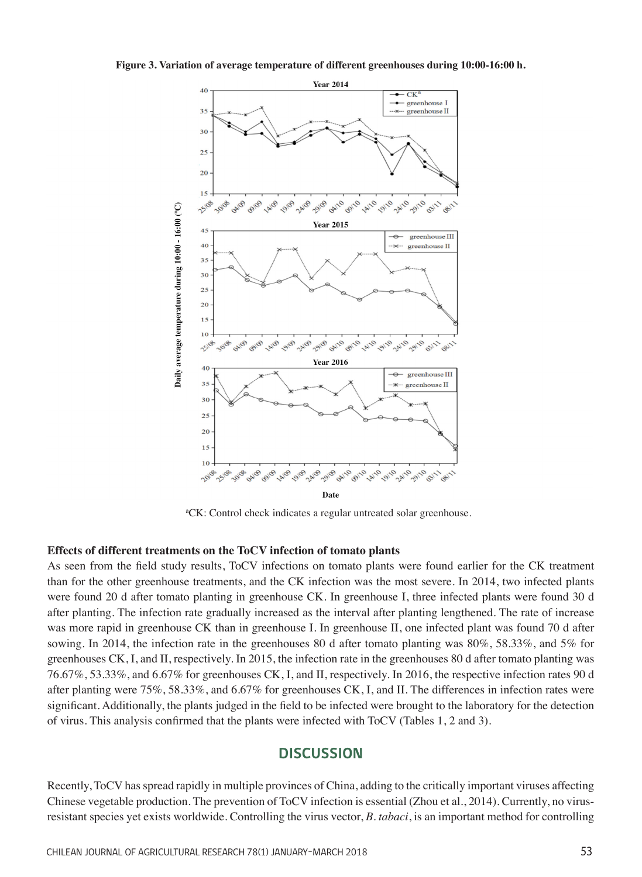**Figure 3. Variation of average temperature of different greenhouses during 10:00-16:00 h.**

[a]CK: Control check indicates a regular untreated solar greenhouse.

**Effects of different treatments on the ToCV infection of tomato plants**

As seen from the field study results, ToCV infections on tomato plants were found earlier for the CK treatment than for the other greenhouse treatments, and the CK infection was the most severe. In 2014, two infected plants were found 20 d after tomato planting in greenhouse CK. In greenhouse I, three infected plants were found 30 d after planting. The infection rate gradually increased as the interval after planting lengthened. The rate of increase was more rapid in greenhouse CK than in greenhouse I. In greenhouse II, one infected plant was found 70 d after sowing. In 2014, the infection rate in the greenhouses 80 d after tomato planting was 80%, 58.33%, and 5% for greenhouses CK, I, and II, respectively. In 2015, the infection rate in the greenhouses 80 d after tomato planting was 76.67%, 53.33%, and 6.67% for greenhouses CK, I, and II, respectively. In 2016, the respective infection rates 90 d after planting were 75%, 58.33%, and 6.67% for greenhouses CK, I, and II. The differences in infection rates were significant. Additionally, the plants judged in the field to be infected were brought to the laboratory for the detection of virus. This analysis confirmed that the plants were infected with ToCV (Tables 1, 2 and 3).

## DISCUSSION

Recently, ToCV has spread rapidly in multiple provinces of China, adding to the critically important viruses affecting Chinese vegetable production. The prevention of ToCV infection is essential (Zhou et al., 2014). Currently, no virus-resistant species yet exists worldwide. Controlling the virus vector, *B. tabaci*, is an important method for controlling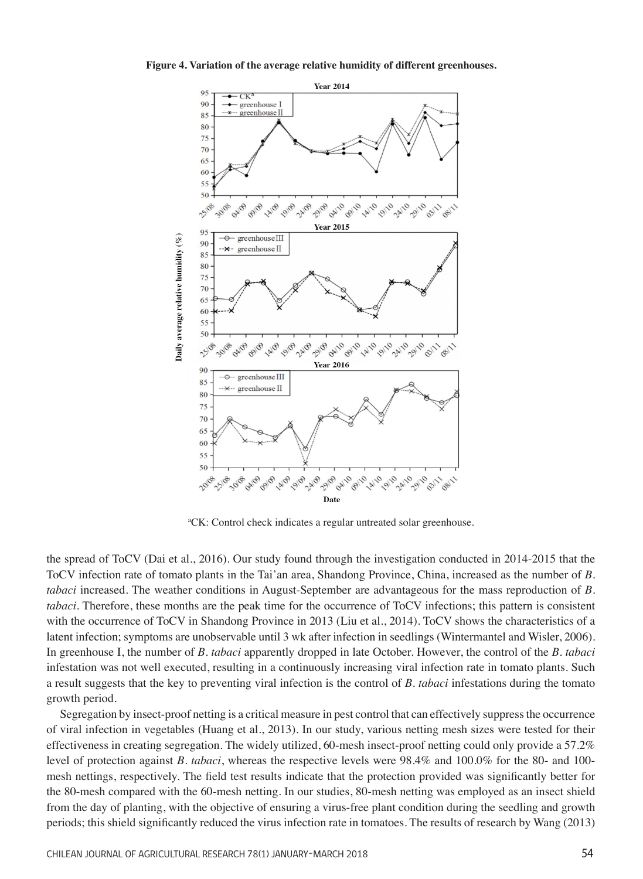**Figure 4. Variation of the average relative humidity of different greenhouses.**

[a]CK: Control check indicates a regular untreated solar greenhouse.

the spread of ToCV (Dai et al., 2016). Our study found through the investigation conducted in 2014-2015 that the ToCV infection rate of tomato plants in the Tai'an area, Shandong Province, China, increased as the number of *B. tabaci* increased. The weather conditions in August-September are advantageous for the mass reproduction of *B. tabaci*. Therefore, these months are the peak time for the occurrence of ToCV infections; this pattern is consistent with the occurrence of ToCV in Shandong Province in 2013 (Liu et al., 2014). ToCV shows the characteristics of a latent infection; symptoms are unobservable until 3 wk after infection in seedlings (Wintermantel and Wisler, 2006). In greenhouse I, the number of *B. tabaci* apparently dropped in late October. However, the control of the *B. tabaci* infestation was not well executed, resulting in a continuously increasing viral infection rate in tomato plants. Such a result suggests that the key to preventing viral infection is the control of *B. tabaci* infestations during the tomato growth period.

Segregation by insect-proof netting is a critical measure in pest control that can effectively suppress the occurrence of viral infection in vegetables (Huang et al., 2013). In our study, various netting mesh sizes were tested for their effectiveness in creating segregation. The widely utilized, 60-mesh insect-proof netting could only provide a 57.2% level of protection against *B. tabaci*, whereas the respective levels were 98.4% and 100.0% for the 80- and 100-mesh nettings, respectively. The field test results indicate that the protection provided was significantly better for the 80-mesh compared with the 60-mesh netting. In our studies, 80-mesh netting was employed as an insect shield from the day of planting, with the objective of ensuring a virus-free plant condition during the seedling and growth periods; this shield significantly reduced the virus infection rate in tomatoes. The results of research by Wang (2013)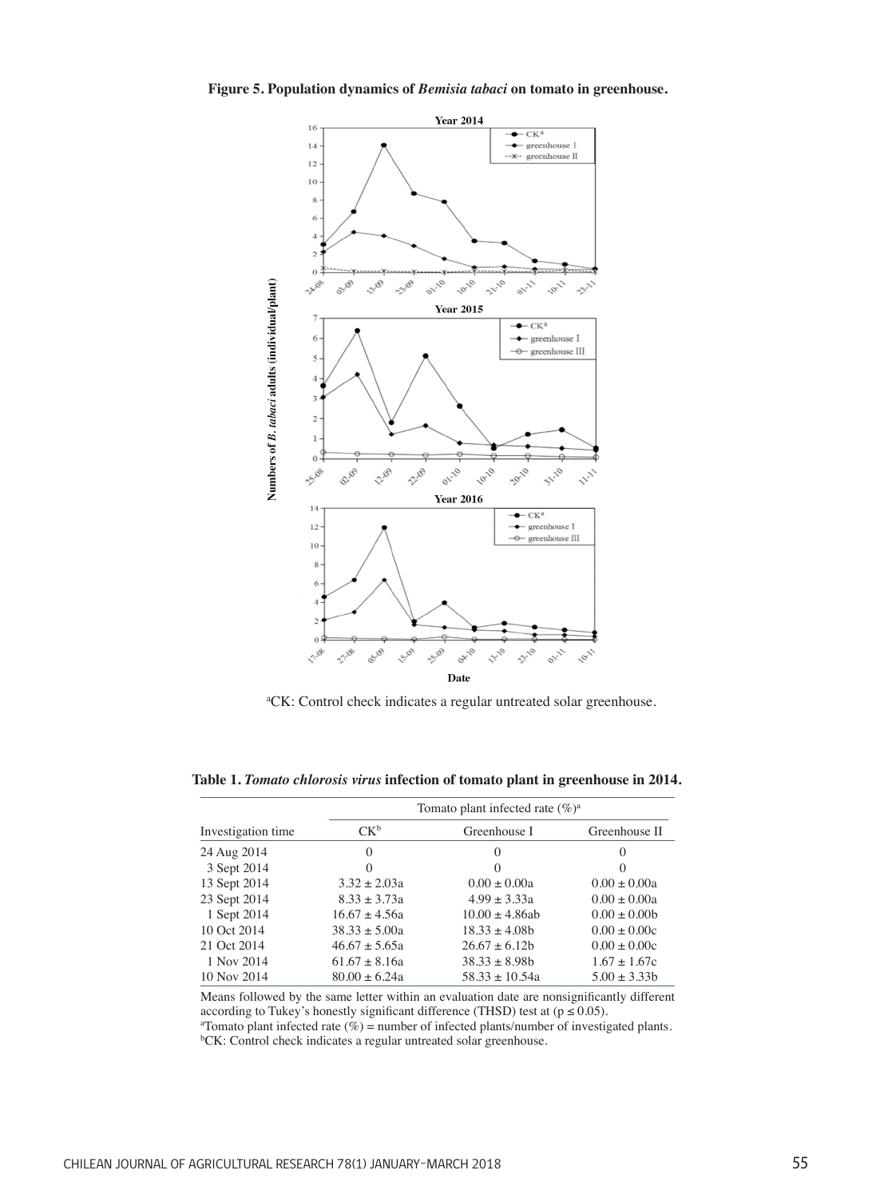**Figure 5. Population dynamics of *Bemisia tabaci* on tomato in greenhouse.**

[a]CK: Control check indicates a regular untreated solar greenhouse.

**Table 1. *Tomato chlorosis virus* infection of tomato plant in greenhouse in 2014.**

| Investigation time | Tomato plant infected rate (%)[a] | | |
|---|---|---|---|
| | CK[b] | Greenhouse I | Greenhouse II |
| 24 Aug 2014 | 0 | 0 | 0 |
| 3 Sept 2014 | 0 | 0 | 0 |
| 13 Sept 2014 | 3.32 ± 2.03a | 0.00 ± 0.00a | 0.00 ± 0.00a |
| 23 Sept 2014 | 8.33 ± 3.73a | 4.99 ± 3.33a | 0.00 ± 0.00a |
| 1 Sept 2014 | 16.67 ± 4.56a | 10.00 ± 4.86ab | 0.00 ± 0.00b |
| 10 Oct 2014 | 38.33 ± 5.00a | 18.33 ± 4.08b | 0.00 ± 0.00c |
| 21 Oct 2014 | 46.67 ± 5.65a | 26.67 ± 6.12b | 0.00 ± 0.00c |
| 1 Nov 2014 | 61.67 ± 8.16a | 38.33 ± 8.98b | 1.67 ± 1.67c |
| 10 Nov 2014 | 80.00 ± 6.24a | 58.33 ± 10.54a | 5.00 ± 3.33b |

Means followed by the same letter within an evaluation date are nonsignificantly different according to Tukey's honestly significant difference (THSD) test at ($p \leq 0.05$).
[a]Tomato plant infected rate (%) = number of infected plants/number of investigated plants.
[b]CK: Control check indicates a regular untreated solar greenhouse.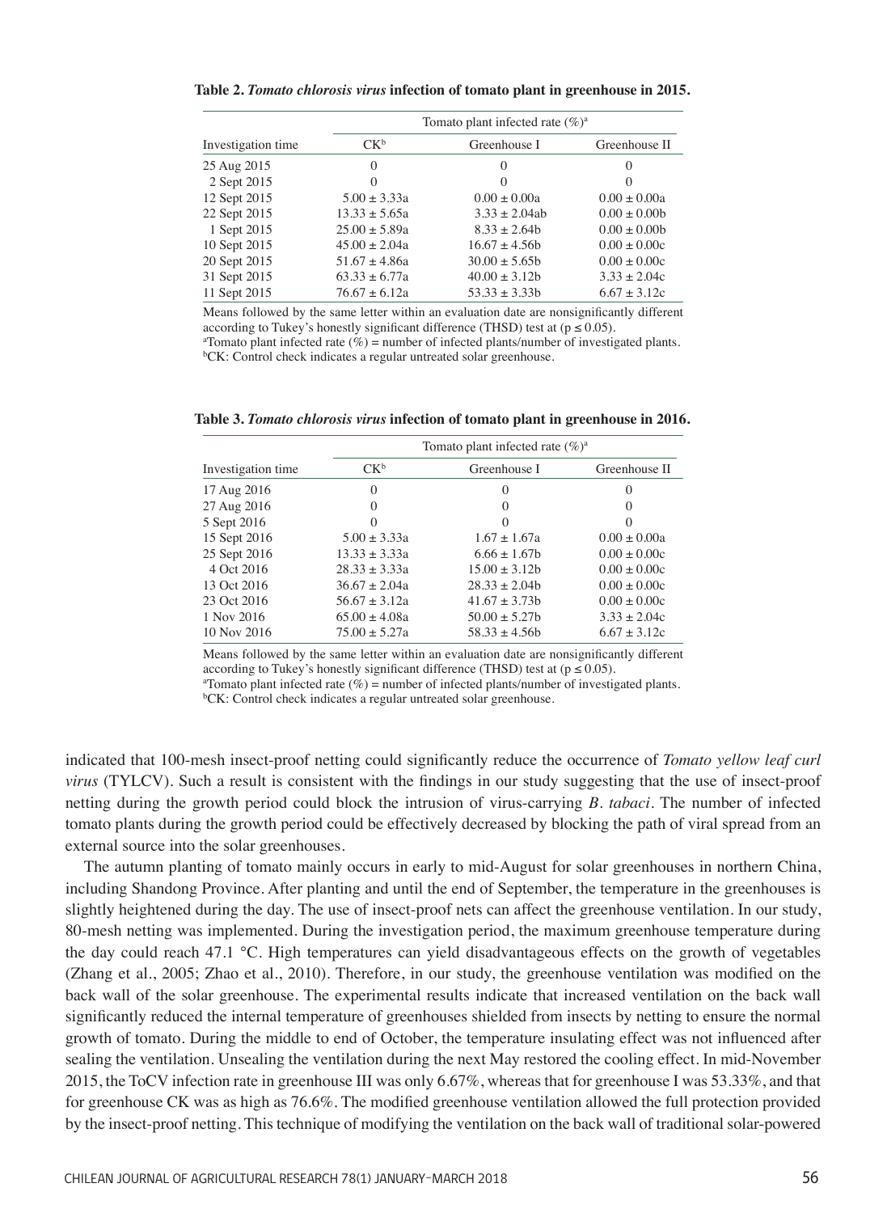**Table 2.** ***Tomato chlorosis virus*** **infection of tomato plant in greenhouse in 2015.**

| Investigation time | Tomato plant infected rate (%)[a] | | |
|---|---|---|---|
| | CK[b] | Greenhouse I | Greenhouse II |
| 25 Aug 2015 | 0 | 0 | 0 |
| 2 Sept 2015 | 0 | 0 | 0 |
| 12 Sept 2015 | 5.00 ± 3.33a | 0.00 ± 0.00a | 0.00 ± 0.00a |
| 22 Sept 2015 | 13.33 ± 5.65a | 3.33 ± 2.04ab | 0.00 ± 0.00b |
| 1 Sept 2015 | 25.00 ± 5.89a | 8.33 ± 2.64b | 0.00 ± 0.00b |
| 10 Sept 2015 | 45.00 ± 2.04a | 16.67 ± 4.56b | 0.00 ± 0.00c |
| 20 Sept 2015 | 51.67 ± 4.86a | 30.00 ± 5.65b | 0.00 ± 0.00c |
| 31 Sept 2015 | 63.33 ± 6.77a | 40.00 ± 3.12b | 3.33 ± 2.04c |
| 11 Sept 2015 | 76.67 ± 6.12a | 53.33 ± 3.33b | 6.67 ± 3.12c |

Means followed by the same letter within an evaluation date are nonsignificantly different according to Tukey's honestly significant difference (THSD) test at ($p \leq 0.05$).
[a]Tomato plant infected rate (%) = number of infected plants/number of investigated plants.
[b]CK: Control check indicates a regular untreated solar greenhouse.

**Table 3.** ***Tomato chlorosis virus*** **infection of tomato plant in greenhouse in 2016.**

| Investigation time | Tomato plant infected rate (%)[a] | | |
|---|---|---|---|
| | CK[b] | Greenhouse I | Greenhouse II |
| 17 Aug 2016 | 0 | 0 | 0 |
| 27 Aug 2016 | 0 | 0 | 0 |
| 5 Sept 2016 | 0 | 0 | 0 |
| 15 Sept 2016 | 5.00 ± 3.33a | 1.67 ± 1.67a | 0.00 ± 0.00a |
| 25 Sept 2016 | 13.33 ± 3.33a | 6.66 ± 1.67b | 0.00 ± 0.00c |
| 4 Oct 2016 | 28.33 ± 3.33a | 15.00 ± 3.12b | 0.00 ± 0.00c |
| 13 Oct 2016 | 36.67 ± 2.04a | 28.33 ± 2.04b | 0.00 ± 0.00c |
| 23 Oct 2016 | 56.67 ± 3.12a | 41.67 ± 3.73b | 0.00 ± 0.00c |
| 1 Nov 2016 | 65.00 ± 4.08a | 50.00 ± 5.27b | 3.33 ± 2.04c |
| 10 Nov 2016 | 75.00 ± 5.27a | 58.33 ± 4.56b | 6.67 ± 3.12c |

Means followed by the same letter within an evaluation date are nonsignificantly different according to Tukey's honestly significant difference (THSD) test at ($p \leq 0.05$).
[a]Tomato plant infected rate (%) = number of infected plants/number of investigated plants.
[b]CK: Control check indicates a regular untreated solar greenhouse.

indicated that 100-mesh insect-proof netting could significantly reduce the occurrence of *Tomato yellow leaf curl virus* (TYLCV). Such a result is consistent with the findings in our study suggesting that the use of insect-proof netting during the growth period could block the intrusion of virus-carrying *B. tabaci*. The number of infected tomato plants during the growth period could be effectively decreased by blocking the path of viral spread from an external source into the solar greenhouses.

The autumn planting of tomato mainly occurs in early to mid-August for solar greenhouses in northern China, including Shandong Province. After planting and until the end of September, the temperature in the greenhouses is slightly heightened during the day. The use of insect-proof nets can affect the greenhouse ventilation. In our study, 80-mesh netting was implemented. During the investigation period, the maximum greenhouse temperature during the day could reach 47.1 °C. High temperatures can yield disadvantageous effects on the growth of vegetables (Zhang et al., 2005; Zhao et al., 2010). Therefore, in our study, the greenhouse ventilation was modified on the back wall of the solar greenhouse. The experimental results indicate that increased ventilation on the back wall significantly reduced the internal temperature of greenhouses shielded from insects by netting to ensure the normal growth of tomato. During the middle to end of October, the temperature insulating effect was not influenced after sealing the ventilation. Unsealing the ventilation during the next May restored the cooling effect. In mid-November 2015, the ToCV infection rate in greenhouse III was only 6.67%, whereas that for greenhouse I was 53.33%, and that for greenhouse CK was as high as 76.6%. The modified greenhouse ventilation allowed the full protection provided by the insect-proof netting. This technique of modifying the ventilation on the back wall of traditional solar-powered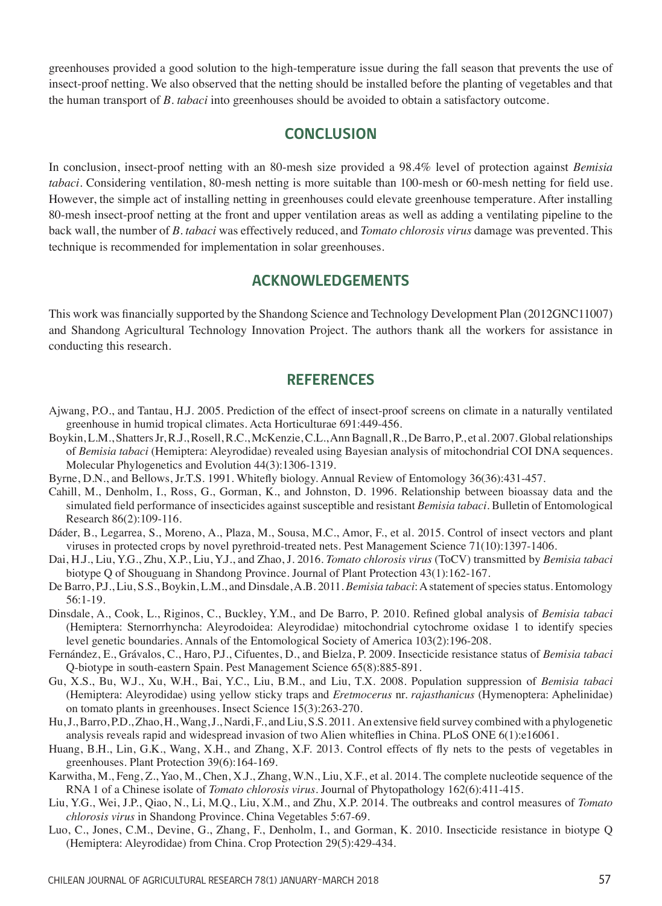greenhouses provided a good solution to the high-temperature issue during the fall season that prevents the use of insect-proof netting. We also observed that the netting should be installed before the planting of vegetables and that the human transport of *B. tabaci* into greenhouses should be avoided to obtain a satisfactory outcome.

## CONCLUSION

In conclusion, insect-proof netting with an 80-mesh size provided a 98.4% level of protection against *Bemisia tabaci*. Considering ventilation, 80-mesh netting is more suitable than 100-mesh or 60-mesh netting for field use. However, the simple act of installing netting in greenhouses could elevate greenhouse temperature. After installing 80-mesh insect-proof netting at the front and upper ventilation areas as well as adding a ventilating pipeline to the back wall, the number of *B. tabaci* was effectively reduced, and *Tomato chlorosis virus* damage was prevented. This technique is recommended for implementation in solar greenhouses.

## ACKNOWLEDGEMENTS

This work was financially supported by the Shandong Science and Technology Development Plan (2012GNC11007) and Shandong Agricultural Technology Innovation Project. The authors thank all the workers for assistance in conducting this research.

## REFERENCES

Ajwang, P.O., and Tantau, H.J. 2005. Prediction of the effect of insect-proof screens on climate in a naturally ventilated greenhouse in humid tropical climates. Acta Horticulturae 691:449-456.

Boykin, L.M., Shatters Jr, R.J., Rosell, R.C., McKenzie, C.L., Ann Bagnall, R., De Barro, P., et al. 2007. Global relationships of *Bemisia tabaci* (Hemiptera: Aleyrodidae) revealed using Bayesian analysis of mitochondrial COI DNA sequences. Molecular Phylogenetics and Evolution 44(3):1306-1319.

Byrne, D.N., and Bellows, Jr.T.S. 1991. Whitefly biology. Annual Review of Entomology 36(36):431-457.

Cahill, M., Denholm, I., Ross, G., Gorman, K., and Johnston, D. 1996. Relationship between bioassay data and the simulated field performance of insecticides against susceptible and resistant *Bemisia tabaci*. Bulletin of Entomological Research 86(2):109-116.

Dáder, B., Legarrea, S., Moreno, A., Plaza, M., Sousa, M.C., Amor, F., et al. 2015. Control of insect vectors and plant viruses in protected crops by novel pyrethroid-treated nets. Pest Management Science 71(10):1397-1406.

Dai, H.J., Liu, Y.G., Zhu, X.P., Liu, Y.J., and Zhao, J. 2016. *Tomato chlorosis virus* (ToCV) transmitted by *Bemisia tabaci* biotype Q of Shouguang in Shandong Province. Journal of Plant Protection 43(1):162-167.

De Barro, P.J., Liu, S.S., Boykin, L.M., and Dinsdale, A.B. 2011. *Bemisia tabaci*: A statement of species status. Entomology 56:1-19.

Dinsdale, A., Cook, L., Riginos, C., Buckley, Y.M., and De Barro, P. 2010. Refined global analysis of *Bemisia tabaci* (Hemiptera: Sternorrhyncha: Aleyrodoidea: Aleyrodidae) mitochondrial cytochrome oxidase 1 to identify species level genetic boundaries. Annals of the Entomological Society of America 103(2):196-208.

Fernández, E., Grávalos, C., Haro, P.J., Cifuentes, D., and Bielza, P. 2009. Insecticide resistance status of *Bemisia tabaci* Q-biotype in south-eastern Spain. Pest Management Science 65(8):885-891.

Gu, X.S., Bu, W.J., Xu, W.H., Bai, Y.C., Liu, B.M., and Liu, T.X. 2008. Population suppression of *Bemisia tabaci* (Hemiptera: Aleyrodidae) using yellow sticky traps and *Eretmocerus* nr. *rajasthanicus* (Hymenoptera: Aphelinidae) on tomato plants in greenhouses. Insect Science 15(3):263-270.

Hu, J., Barro, P.D., Zhao, H., Wang, J., Nardi, F., and Liu, S.S. 2011. An extensive field survey combined with a phylogenetic analysis reveals rapid and widespread invasion of two Alien whiteflies in China. PLoS ONE 6(1):e16061.

Huang, B.H., Lin, G.K., Wang, X.H., and Zhang, X.F. 2013. Control effects of fly nets to the pests of vegetables in greenhouses. Plant Protection 39(6):164-169.

Karwitha, M., Feng, Z., Yao, M., Chen, X.J., Zhang, W.N., Liu, X.F., et al. 2014. The complete nucleotide sequence of the RNA 1 of a Chinese isolate of *Tomato chlorosis virus*. Journal of Phytopathology 162(6):411-415.

Liu, Y.G., Wei, J.P., Qiao, N., Li, M.Q., Liu, X.M., and Zhu, X.P. 2014. The outbreaks and control measures of *Tomato chlorosis virus* in Shandong Province. China Vegetables 5:67-69.

Luo, C., Jones, C.M., Devine, G., Zhang, F., Denholm, I., and Gorman, K. 2010. Insecticide resistance in biotype Q (Hemiptera: Aleyrodidae) from China. Crop Protection 29(5):429-434.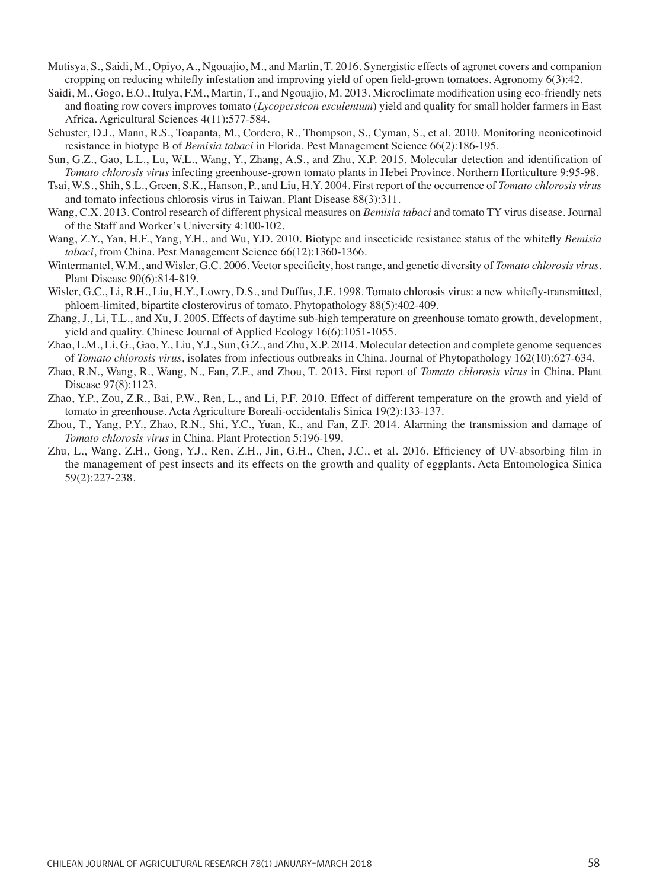Mutisya, S., Saidi, M., Opiyo, A., Ngouajio, M., and Martin, T. 2016. Synergistic effects of agronet covers and companion cropping on reducing whitefly infestation and improving yield of open field-grown tomatoes. Agronomy 6(3):42.

Saidi, M., Gogo, E.O., Itulya, F.M., Martin, T., and Ngouajio, M. 2013. Microclimate modification using eco-friendly nets and floating row covers improves tomato (*Lycopersicon esculentum*) yield and quality for small holder farmers in East Africa. Agricultural Sciences 4(11):577-584.

Schuster, D.J., Mann, R.S., Toapanta, M., Cordero, R., Thompson, S., Cyman, S., et al. 2010. Monitoring neonicotinoid resistance in biotype B of *Bemisia tabaci* in Florida. Pest Management Science 66(2):186-195.

Sun, G.Z., Gao, L.L., Lu, W.L., Wang, Y., Zhang, A.S., and Zhu, X.P. 2015. Molecular detection and identification of *Tomato chlorosis virus* infecting greenhouse-grown tomato plants in Hebei Province. Northern Horticulture 9:95-98.

Tsai, W.S., Shih, S.L., Green, S.K., Hanson, P., and Liu, H.Y. 2004. First report of the occurrence of *Tomato chlorosis virus* and tomato infectious chlorosis virus in Taiwan. Plant Disease 88(3):311.

Wang, C.X. 2013. Control research of different physical measures on *Bemisia tabaci* and tomato TY virus disease. Journal of the Staff and Worker's University 4:100-102.

Wang, Z.Y., Yan, H.F., Yang, Y.H., and Wu, Y.D. 2010. Biotype and insecticide resistance status of the whitefly *Bemisia tabaci*, from China. Pest Management Science 66(12):1360-1366.

Wintermantel, W.M., and Wisler, G.C. 2006. Vector specificity, host range, and genetic diversity of *Tomato chlorosis virus*. Plant Disease 90(6):814-819.

Wisler, G.C., Li, R.H., Liu, H.Y., Lowry, D.S., and Duffus, J.E. 1998. Tomato chlorosis virus: a new whitefly-transmitted, phloem-limited, bipartite closterovirus of tomato. Phytopathology 88(5):402-409.

Zhang, J., Li, T.L., and Xu, J. 2005. Effects of daytime sub-high temperature on greenhouse tomato growth, development, yield and quality. Chinese Journal of Applied Ecology 16(6):1051-1055.

Zhao, L.M., Li, G., Gao, Y., Liu, Y.J., Sun, G.Z., and Zhu, X.P. 2014. Molecular detection and complete genome sequences of *Tomato chlorosis virus*, isolates from infectious outbreaks in China. Journal of Phytopathology 162(10):627-634.

Zhao, R.N., Wang, R., Wang, N., Fan, Z.F., and Zhou, T. 2013. First report of *Tomato chlorosis virus* in China. Plant Disease 97(8):1123.

Zhao, Y.P., Zou, Z.R., Bai, P.W., Ren, L., and Li, P.F. 2010. Effect of different temperature on the growth and yield of tomato in greenhouse. Acta Agriculture Boreali-occidentalis Sinica 19(2):133-137.

Zhou, T., Yang, P.Y., Zhao, R.N., Shi, Y.C., Yuan, K., and Fan, Z.F. 2014. Alarming the transmission and damage of *Tomato chlorosis virus* in China. Plant Protection 5:196-199.

Zhu, L., Wang, Z.H., Gong, Y.J., Ren, Z.H., Jin, G.H., Chen, J.C., et al. 2016. Efficiency of UV-absorbing film in the management of pest insects and its effects on the growth and quality of eggplants. Acta Entomologica Sinica 59(2):227-238.